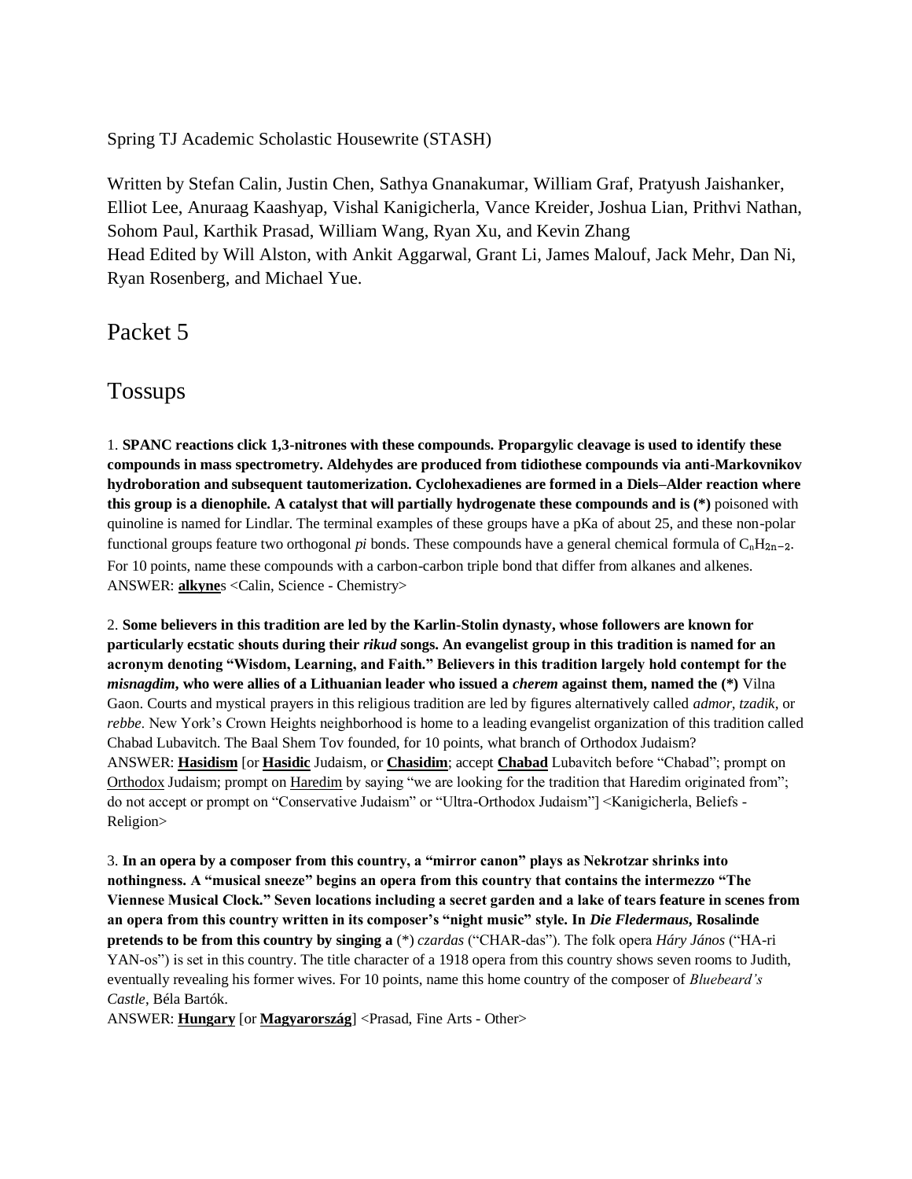Spring TJ Academic Scholastic Housewrite (STASH)

Written by Stefan Calin, Justin Chen, Sathya Gnanakumar, William Graf, Pratyush Jaishanker, Elliot Lee, Anuraag Kaashyap, Vishal Kanigicherla, Vance Kreider, Joshua Lian, Prithvi Nathan, Sohom Paul, Karthik Prasad, William Wang, Ryan Xu, and Kevin Zhang
Head Edited by Will Alston, with Ankit Aggarwal, Grant Li, James Malouf, Jack Mehr, Dan Ni, Ryan Rosenberg, and Michael Yue.

# Packet 5

## Tossups

1. **SPANC reactions click 1,3-nitrones with these compounds. Propargylic cleavage is used to identify these compounds in mass spectrometry. Aldehydes are produced from tidiothese compounds via anti-Markovnikov hydroboration and subsequent tautomerization. Cyclohexadienes are formed in a Diels–Alder reaction where this group is a dienophile. A catalyst that will partially hydrogenate these compounds and is (*)** poisoned with quinoline is named for Lindlar. The terminal examples of these groups have a pKa of about 25, and these non-polar functional groups feature two orthogonal *pi* bonds. These compounds have a general chemical formula of $C_nH_{2n-2}$. For 10 points, name these compounds with a carbon-carbon triple bond that differ from alkanes and alkenes.
ANSWER: **alkyne**s <Calin, Science - Chemistry>

2. **Some believers in this tradition are led by the Karlin-Stolin dynasty, whose followers are known for particularly ecstatic shouts during their *rikud* songs. An evangelist group in this tradition is named for an acronym denoting "Wisdom, Learning, and Faith." Believers in this tradition largely hold contempt for the *misnagdim*, who were allies of a Lithuanian leader who issued a *cherem* against them, named the (*)** Vilna Gaon. Courts and mystical prayers in this religious tradition are led by figures alternatively called *admor*, *tzadik*, or *rebbe*. New York's Crown Heights neighborhood is home to a leading evangelist organization of this tradition called Chabad Lubavitch. The Baal Shem Tov founded, for 10 points, what branch of Orthodox Judaism?
ANSWER: **Hasidism** [or **Hasidic** Judaism, or **Chasidim**; accept **Chabad** Lubavitch before "Chabad"; prompt on Orthodox Judaism; prompt on Haredim by saying "we are looking for the tradition that Haredim originated from"; do not accept or prompt on "Conservative Judaism" or "Ultra-Orthodox Judaism"] <Kanigicherla, Beliefs - Religion>

3. **In an opera by a composer from this country, a "mirror canon" plays as Nekrotzar shrinks into nothingness. A "musical sneeze" begins an opera from this country that contains the intermezzo "The Viennese Musical Clock." Seven locations including a secret garden and a lake of tears feature in scenes from an opera from this country written in its composer's "night music" style. In *Die Fledermaus*, Rosalinde pretends to be from this country by singing a** (*) *czardas* ("CHAR-das"). The folk opera *Háry János* ("HA-ri YAN-os") is set in this country. The title character of a 1918 opera from this country shows seven rooms to Judith, eventually revealing his former wives. For 10 points, name this home country of the composer of *Bluebeard's Castle*, Béla Bartók.
ANSWER: **Hungary** [or **Magyarország**] <Prasad, Fine Arts - Other>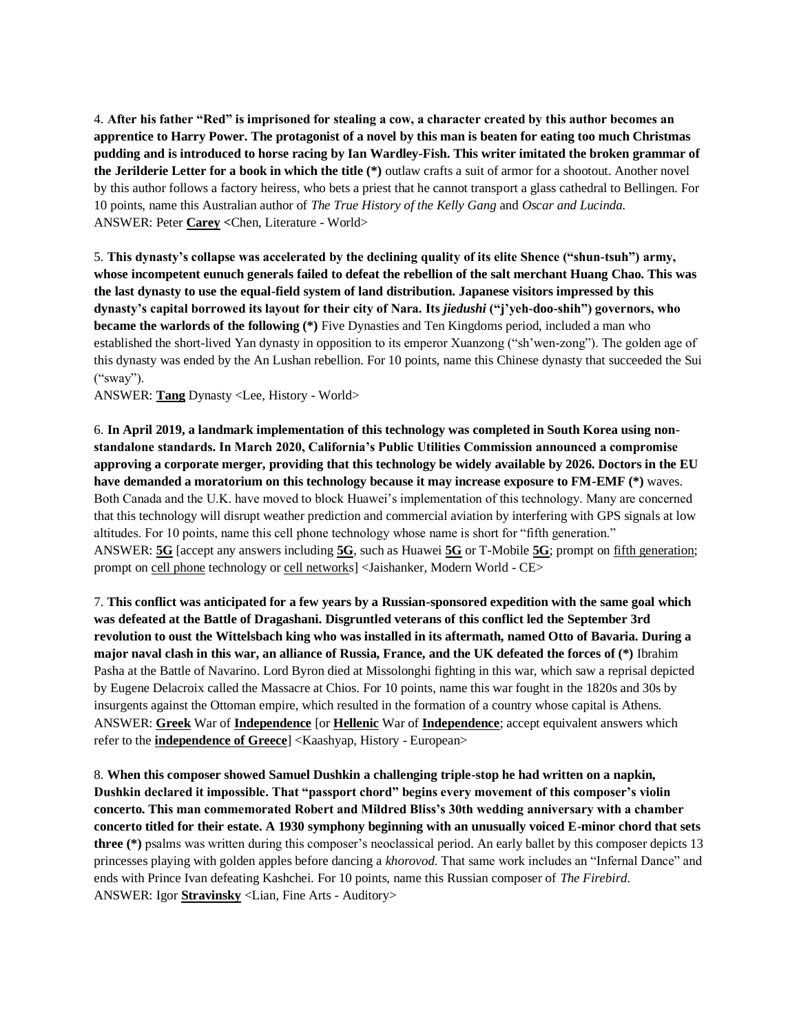4. **After his father "Red" is imprisoned for stealing a cow, a character created by this author becomes an apprentice to Harry Power. The protagonist of a novel by this man is beaten for eating too much Christmas pudding and is introduced to horse racing by Ian Wardley-Fish. This writer imitated the broken grammar of the Jerilderie Letter for a book in which the title (*)** outlaw crafts a suit of armor for a shootout. Another novel by this author follows a factory heiress, who bets a priest that he cannot transport a glass cathedral to Bellingen. For 10 points, name this Australian author of *The True History of the Kelly Gang* and *Oscar and Lucinda.*
ANSWER: Peter **Carey** <Chen, Literature - World>

5. **This dynasty's collapse was accelerated by the declining quality of its elite Shence ("shun-tsuh") army, whose incompetent eunuch generals failed to defeat the rebellion of the salt merchant Huang Chao. This was the last dynasty to use the equal-field system of land distribution. Japanese visitors impressed by this dynasty's capital borrowed its layout for their city of Nara. Its *jiedushi* ("j'yeh-doo-shih") governors, who became the warlords of the following (*)** Five Dynasties and Ten Kingdoms period, included a man who established the short-lived Yan dynasty in opposition to its emperor Xuanzong ("sh'wen-zong"). The golden age of this dynasty was ended by the An Lushan rebellion. For 10 points, name this Chinese dynasty that succeeded the Sui ("sway").
ANSWER: **Tang** Dynasty <Lee, History - World>

6. **In April 2019, a landmark implementation of this technology was completed in South Korea using non-standalone standards. In March 2020, California's Public Utilities Commission announced a compromise approving a corporate merger, providing that this technology be widely available by 2026. Doctors in the EU have demanded a moratorium on this technology because it may increase exposure to FM-EMF (*)** waves. Both Canada and the U.K. have moved to block Huawei's implementation of this technology. Many are concerned that this technology will disrupt weather prediction and commercial aviation by interfering with GPS signals at low altitudes. For 10 points, name this cell phone technology whose name is short for "fifth generation."
ANSWER: **5G** [accept any answers including **5G**, such as Huawei **5G** or T-Mobile **5G**; prompt on fifth generation; prompt on cell phone technology or cell networks] <Jaishanker, Modern World - CE>

7. **This conflict was anticipated for a few years by a Russian-sponsored expedition with the same goal which was defeated at the Battle of Dragashani. Disgruntled veterans of this conflict led the September 3rd revolution to oust the Wittelsbach king who was installed in its aftermath, named Otto of Bavaria. During a major naval clash in this war, an alliance of Russia, France, and the UK defeated the forces of (*)** Ibrahim Pasha at the Battle of Navarino. Lord Byron died at Missolonghi fighting in this war, which saw a reprisal depicted by Eugene Delacroix called the Massacre at Chios. For 10 points, name this war fought in the 1820s and 30s by insurgents against the Ottoman empire, which resulted in the formation of a country whose capital is Athens.
ANSWER: **Greek** War of **Independence** [or **Hellenic** War of **Independence**; accept equivalent answers which refer to the **independence of Greece**] <Kaashyap, History - European>

8. **When this composer showed Samuel Dushkin a challenging triple-stop he had written on a napkin, Dushkin declared it impossible. That "passport chord" begins every movement of this composer's violin concerto. This man commemorated Robert and Mildred Bliss's 30th wedding anniversary with a chamber concerto titled for their estate. A 1930 symphony beginning with an unusually voiced E-minor chord that sets three (*)** psalms was written during this composer's neoclassical period. An early ballet by this composer depicts 13 princesses playing with golden apples before dancing a *khorovod.* That same work includes an "Infernal Dance" and ends with Prince Ivan defeating Kashchei. For 10 points, name this Russian composer of *The Firebird.*
ANSWER: Igor **Stravinsky** <Lian, Fine Arts - Auditory>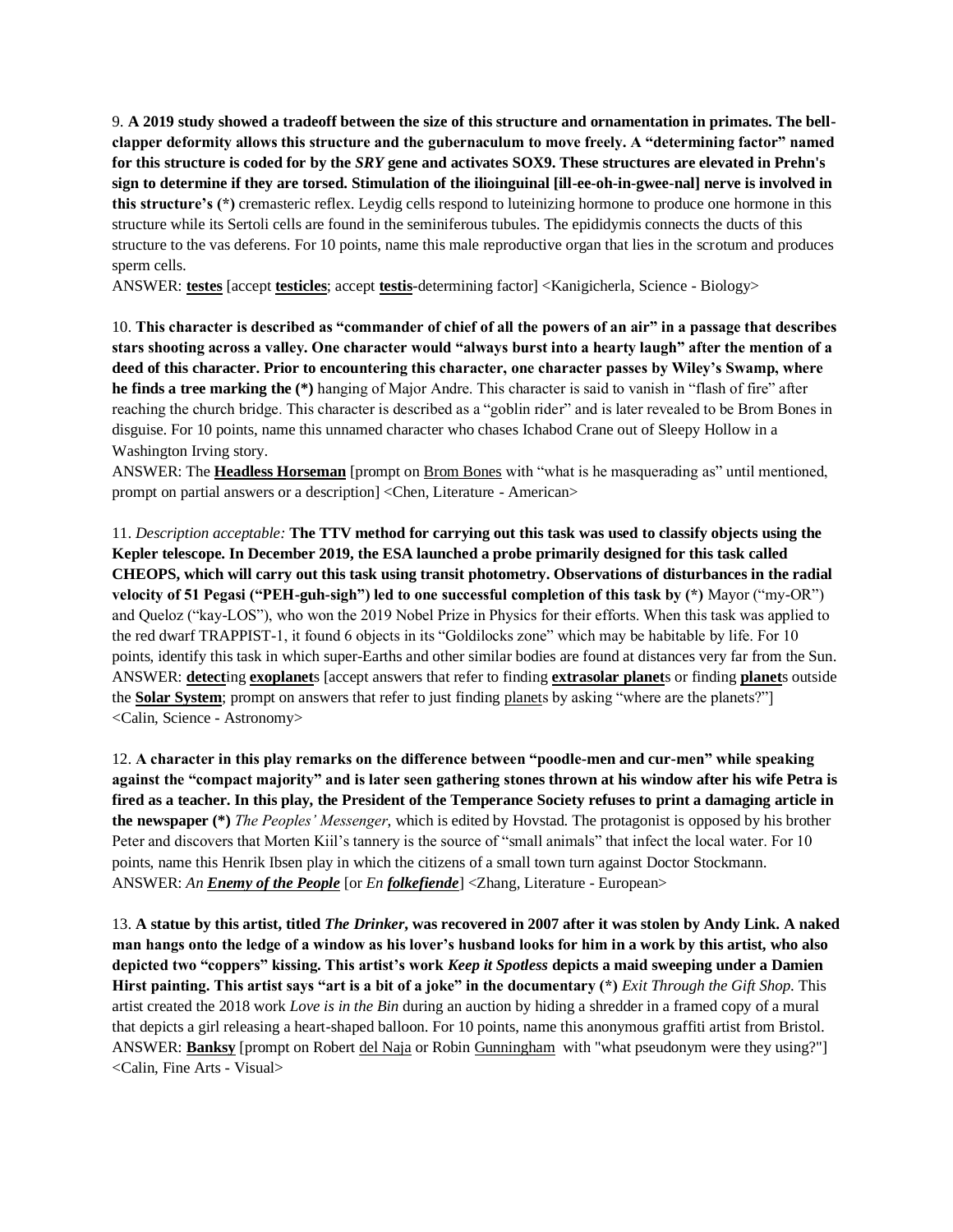9. **A 2019 study showed a tradeoff between the size of this structure and ornamentation in primates. The bell-clapper deformity allows this structure and the gubernaculum to move freely. A "determining factor" named for this structure is coded for by the *SRY* gene and activates SOX9. These structures are elevated in Prehn's sign to determine if they are torsed. Stimulation of the ilioinguinal [ill-ee-oh-in-gwee-nal] nerve is involved in this structure's (*)** cremasteric reflex. Leydig cells respond to luteinizing hormone to produce one hormone in this structure while its Sertoli cells are found in the seminiferous tubules. The epididymis connects the ducts of this structure to the vas deferens. For 10 points, name this male reproductive organ that lies in the scrotum and produces sperm cells.
ANSWER: **testes** [accept **testicles**; accept **testis**-determining factor] <Kanigicherla, Science - Biology>

10. **This character is described as "commander of chief of all the powers of an air" in a passage that describes stars shooting across a valley. One character would "always burst into a hearty laugh" after the mention of a deed of this character. Prior to encountering this character, one character passes by Wiley's Swamp, where he finds a tree marking the (*)** hanging of Major Andre. This character is said to vanish in "flash of fire" after reaching the church bridge. This character is described as a "goblin rider" and is later revealed to be Brom Bones in disguise. For 10 points, name this unnamed character who chases Ichabod Crane out of Sleepy Hollow in a Washington Irving story.
ANSWER: The **Headless Horseman** [prompt on Brom Bones with "what is he masquerading as" until mentioned, prompt on partial answers or a description] <Chen, Literature - American>

11. *Description acceptable:* **The TTV method for carrying out this task was used to classify objects using the Kepler telescope. In December 2019, the ESA launched a probe primarily designed for this task called CHEOPS, which will carry out this task using transit photometry. Observations of disturbances in the radial velocity of 51 Pegasi ("PEH-guh-sigh") led to one successful completion of this task by (*)** Mayor ("my-OR") and Queloz ("kay-LOS"), who won the 2019 Nobel Prize in Physics for their efforts. When this task was applied to the red dwarf TRAPPIST-1, it found 6 objects in its "Goldilocks zone" which may be habitable by life. For 10 points, identify this task in which super-Earths and other similar bodies are found at distances very far from the Sun.
ANSWER: **detect**ing **exoplanet**s [accept answers that refer to finding **extrasolar planet**s or finding **planet**s outside the **Solar System**; prompt on answers that refer to just finding planets by asking "where are the planets?"] <Calin, Science - Astronomy>

12. **A character in this play remarks on the difference between "poodle-men and cur-men" while speaking against the "compact majority" and is later seen gathering stones thrown at his window after his wife Petra is fired as a teacher. In this play, the President of the Temperance Society refuses to print a damaging article in the newspaper (*)** *The Peoples' Messenger*, which is edited by Hovstad. The protagonist is opposed by his brother Peter and discovers that Morten Kiil's tannery is the source of "small animals" that infect the local water. For 10 points, name this Henrik Ibsen play in which the citizens of a small town turn against Doctor Stockmann.
ANSWER: *An **Enemy of the People*** [or *En **folkefiende***] <Zhang, Literature - European>

13. **A statue by this artist, titled *The Drinker*, was recovered in 2007 after it was stolen by Andy Link. A naked man hangs onto the ledge of a window as his lover's husband looks for him in a work by this artist, who also depicted two "coppers" kissing. This artist's work *Keep it Spotless* depicts a maid sweeping under a Damien Hirst painting. This artist says "art is a bit of a joke" in the documentary (*)** *Exit Through the Gift Shop.* This artist created the 2018 work *Love is in the Bin* during an auction by hiding a shredder in a framed copy of a mural that depicts a girl releasing a heart-shaped balloon. For 10 points, name this anonymous graffiti artist from Bristol.
ANSWER: **Banksy** [prompt on Robert del Naja or Robin Gunningham with "what pseudonym were they using?"] <Calin, Fine Arts - Visual>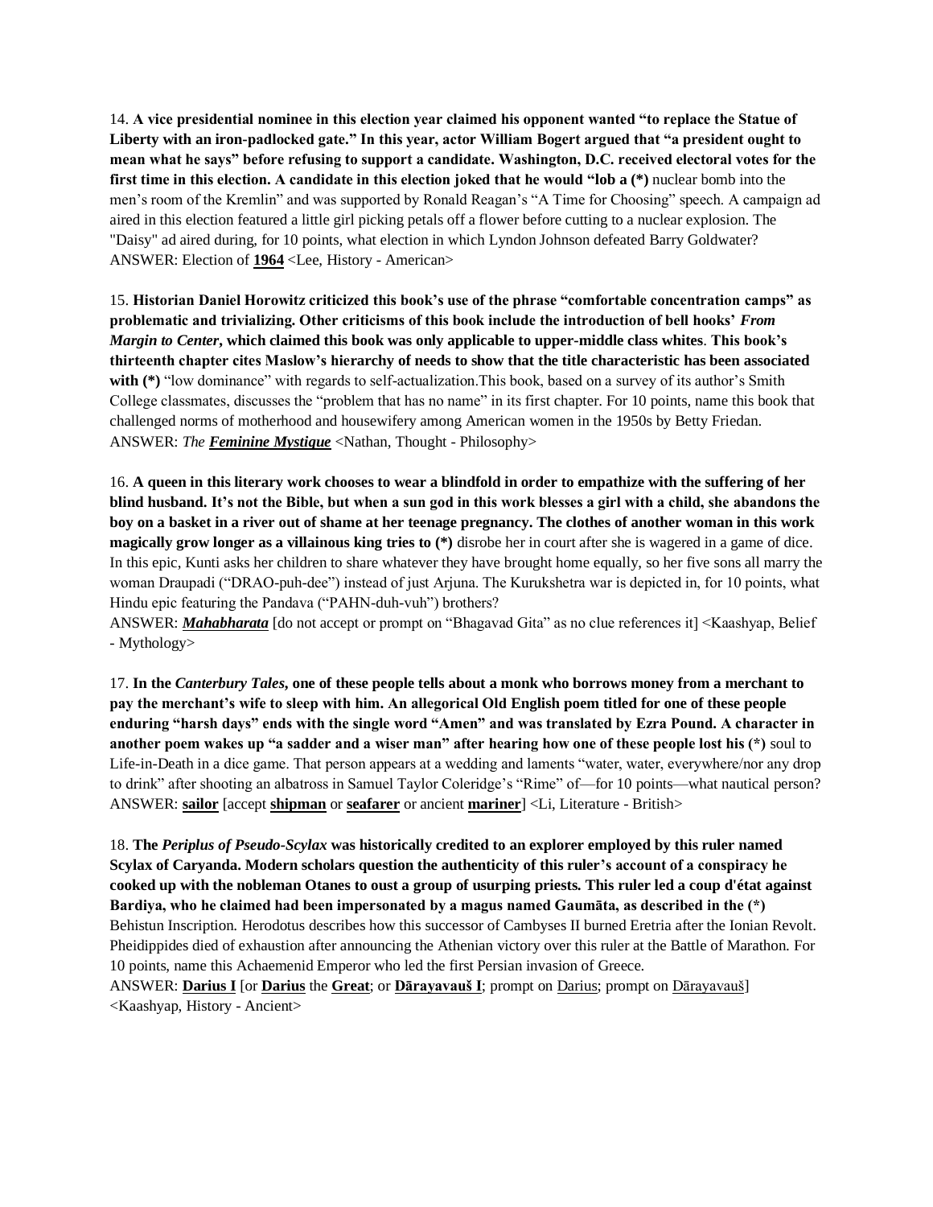14. **A vice presidential nominee in this election year claimed his opponent wanted "to replace the Statue of Liberty with an iron-padlocked gate." In this year, actor William Bogert argued that "a president ought to mean what he says" before refusing to support a candidate. Washington, D.C. received electoral votes for the first time in this election. A candidate in this election joked that he would "lob a (*)** nuclear bomb into the men's room of the Kremlin" and was supported by Ronald Reagan's "A Time for Choosing" speech. A campaign ad aired in this election featured a little girl picking petals off a flower before cutting to a nuclear explosion. The "Daisy" ad aired during, for 10 points, what election in which Lyndon Johnson defeated Barry Goldwater?
ANSWER: Election of **<u>1964</u>** <Lee, History - American>

15. **Historian Daniel Horowitz criticized this book's use of the phrase "comfortable concentration camps" as problematic and trivializing. Other criticisms of this book include the introduction of bell hooks' *From Margin to Center*, which claimed this book was only applicable to upper-middle class whites**. **This book's thirteenth chapter cites Maslow's hierarchy of needs to show that the title characteristic has been associated with (*)** "low dominance" with regards to self-actualization.This book, based on a survey of its author's Smith College classmates, discusses the "problem that has no name" in its first chapter. For 10 points, name this book that challenged norms of motherhood and housewifery among American women in the 1950s by Betty Friedan.
ANSWER: *The **<u>Feminine Mystique</u>*** <Nathan, Thought - Philosophy>

16. **A queen in this literary work chooses to wear a blindfold in order to empathize with the suffering of her blind husband. It's not the Bible, but when a sun god in this work blesses a girl with a child, she abandons the boy on a basket in a river out of shame at her teenage pregnancy. The clothes of another woman in this work magically grow longer as a villainous king tries to (*)** disrobe her in court after she is wagered in a game of dice. In this epic, Kunti asks her children to share whatever they have brought home equally, so her five sons all marry the woman Draupadi ("DRAO-puh-dee") instead of just Arjuna. The Kurukshetra war is depicted in, for 10 points, what Hindu epic featuring the Pandava ("PAHN-duh-vuh") brothers?
ANSWER: ***<u>Mahabharata</u>*** [do not accept or prompt on "Bhagavad Gita" as no clue references it] <Kaashyap, Belief - Mythology>

17. **In the *Canterbury Tales*, one of these people tells about a monk who borrows money from a merchant to pay the merchant's wife to sleep with him. An allegorical Old English poem titled for one of these people enduring "harsh days" ends with the single word "Amen" and was translated by Ezra Pound. A character in another poem wakes up "a sadder and a wiser man" after hearing how one of these people lost his (*)** soul to Life-in-Death in a dice game. That person appears at a wedding and laments "water, water, everywhere/nor any drop to drink" after shooting an albatross in Samuel Taylor Coleridge's "Rime" of—for 10 points—what nautical person?
ANSWER: **<u>sailor</u>** [accept **<u>shipman</u>** or **<u>seafarer</u>** or ancient **<u>mariner</u>**] <Li, Literature - British>

18. **The *Periplus of Pseudo-Scylax* was historically credited to an explorer employed by this ruler named Scylax of Caryanda. Modern scholars question the authenticity of this ruler's account of a conspiracy he cooked up with the nobleman Otanes to oust a group of usurping priests. This ruler led a coup d'état against Bardiya, who he claimed had been impersonated by a magus named Gaumāta, as described in the (*)** Behistun Inscription. Herodotus describes how this successor of Cambyses II burned Eretria after the Ionian Revolt. Pheidippides died of exhaustion after announcing the Athenian victory over this ruler at the Battle of Marathon. For 10 points, name this Achaemenid Emperor who led the first Persian invasion of Greece.
ANSWER: **<u>Darius I</u>** [or **<u>Darius</u>** the **<u>Great</u>**; or **<u>Dārayavauš I</u>**; prompt on <u>Darius</u>; prompt on <u>Dārayavauš</u>] <Kaashyap, History - Ancient>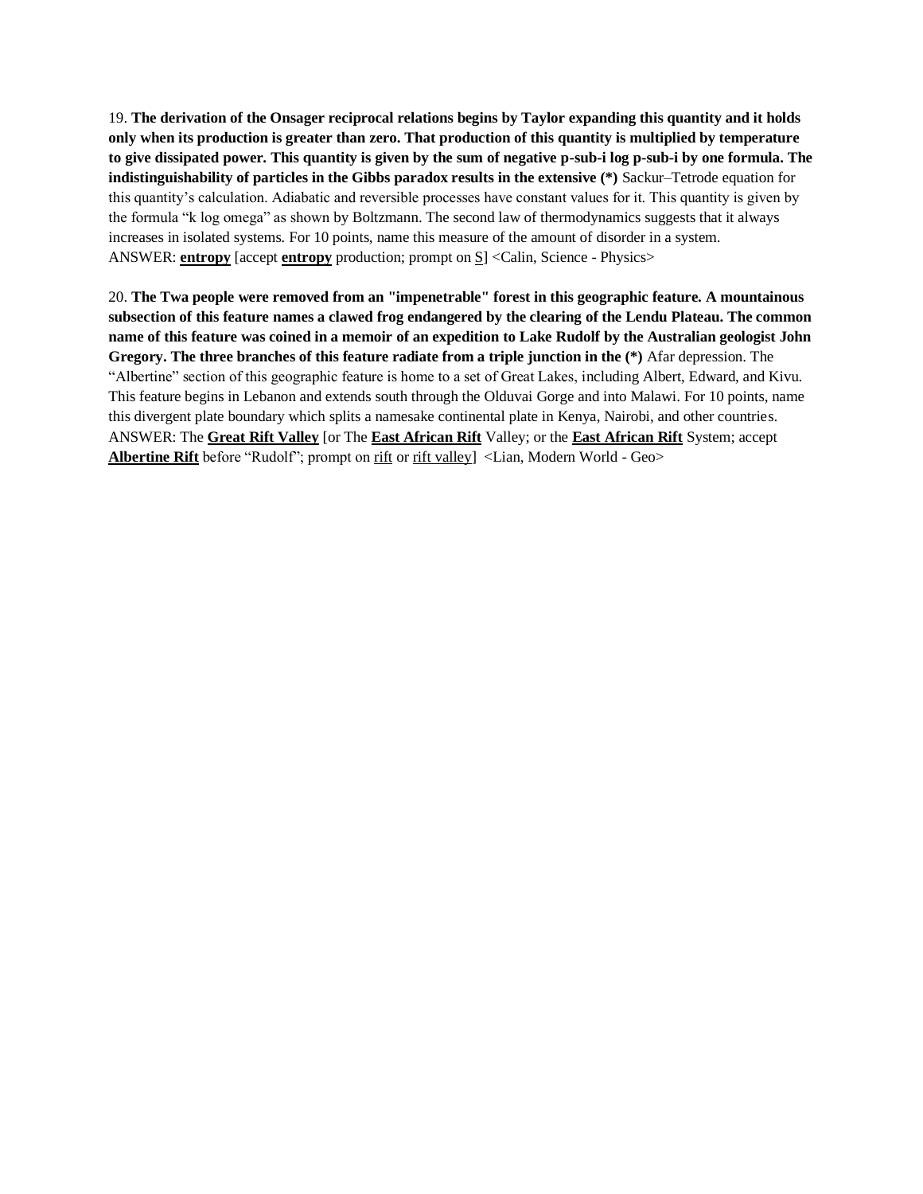19. **The derivation of the Onsager reciprocal relations begins by Taylor expanding this quantity and it holds only when its production is greater than zero. That production of this quantity is multiplied by temperature to give dissipated power. This quantity is given by the sum of negative p-sub-i log p-sub-i by one formula. The indistinguishability of particles in the Gibbs paradox results in the extensive (*)** Sackur–Tetrode equation for this quantity's calculation. Adiabatic and reversible processes have constant values for it. This quantity is given by the formula "k log omega" as shown by Boltzmann. The second law of thermodynamics suggests that it always increases in isolated systems. For 10 points, name this measure of the amount of disorder in a system.
ANSWER: **entropy** [accept **entropy** production; prompt on S] <Calin, Science - Physics>

20. **The Twa people were removed from an "impenetrable" forest in this geographic feature. A mountainous subsection of this feature names a clawed frog endangered by the clearing of the Lendu Plateau. The common name of this feature was coined in a memoir of an expedition to Lake Rudolf by the Australian geologist John Gregory. The three branches of this feature radiate from a triple junction in the (*)** Afar depression. The "Albertine" section of this geographic feature is home to a set of Great Lakes, including Albert, Edward, and Kivu. This feature begins in Lebanon and extends south through the Olduvai Gorge and into Malawi. For 10 points, name this divergent plate boundary which splits a namesake continental plate in Kenya, Nairobi, and other countries.
ANSWER: The **Great Rift Valley** [or The **East African Rift** Valley; or the **East African Rift** System; accept **Albertine Rift** before "Rudolf"; prompt on rift or rift valley] <Lian, Modern World - Geo>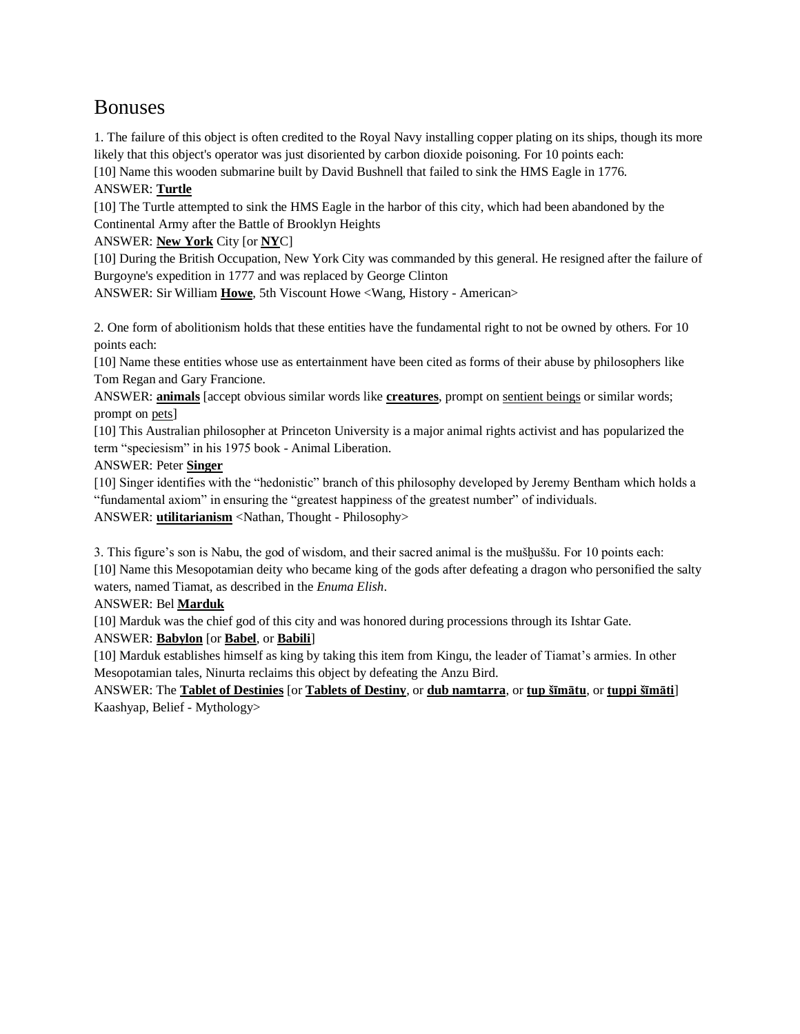# Bonuses

1. The failure of this object is often credited to the Royal Navy installing copper plating on its ships, though its more likely that this object's operator was just disoriented by carbon dioxide poisoning. For 10 points each:

[10] Name this wooden submarine built by David Bushnell that failed to sink the HMS Eagle in 1776.

ANSWER: **Turtle**

[10] The Turtle attempted to sink the HMS Eagle in the harbor of this city, which had been abandoned by the Continental Army after the Battle of Brooklyn Heights

ANSWER: **New York** City [or **NY**C]

[10] During the British Occupation, New York City was commanded by this general. He resigned after the failure of Burgoyne's expedition in 1777 and was replaced by George Clinton

ANSWER: Sir William **Howe**, 5th Viscount Howe <Wang, History - American>

2. One form of abolitionism holds that these entities have the fundamental right to not be owned by others. For 10 points each:

[10] Name these entities whose use as entertainment have been cited as forms of their abuse by philosophers like Tom Regan and Gary Francione.

ANSWER: **animals** [accept obvious similar words like **creatures**, prompt on sentient beings or similar words; prompt on pets]

[10] This Australian philosopher at Princeton University is a major animal rights activist and has popularized the term "speciesism" in his 1975 book - Animal Liberation.

ANSWER: Peter **Singer**

[10] Singer identifies with the "hedonistic" branch of this philosophy developed by Jeremy Bentham which holds a "fundamental axiom" in ensuring the "greatest happiness of the greatest number" of individuals.

ANSWER: **utilitarianism** <Nathan, Thought - Philosophy>

3. This figure's son is Nabu, the god of wisdom, and their sacred animal is the mušḫuššu. For 10 points each:

[10] Name this Mesopotamian deity who became king of the gods after defeating a dragon who personified the salty waters, named Tiamat, as described in the *Enuma Elish*.

ANSWER: Bel **Marduk**

[10] Marduk was the chief god of this city and was honored during processions through its Ishtar Gate.

ANSWER: **Babylon** [or **Babel**, or **Babili**]

[10] Marduk establishes himself as king by taking this item from Kingu, the leader of Tiamat's armies. In other Mesopotamian tales, Ninurta reclaims this object by defeating the Anzu Bird.

ANSWER: The **Tablet of Destinies** [or **Tablets of Destiny**, or **dub namtarra**, or **ṭup šīmātu**, or **ṭuppi šīmāti**] Kaashyap, Belief - Mythology>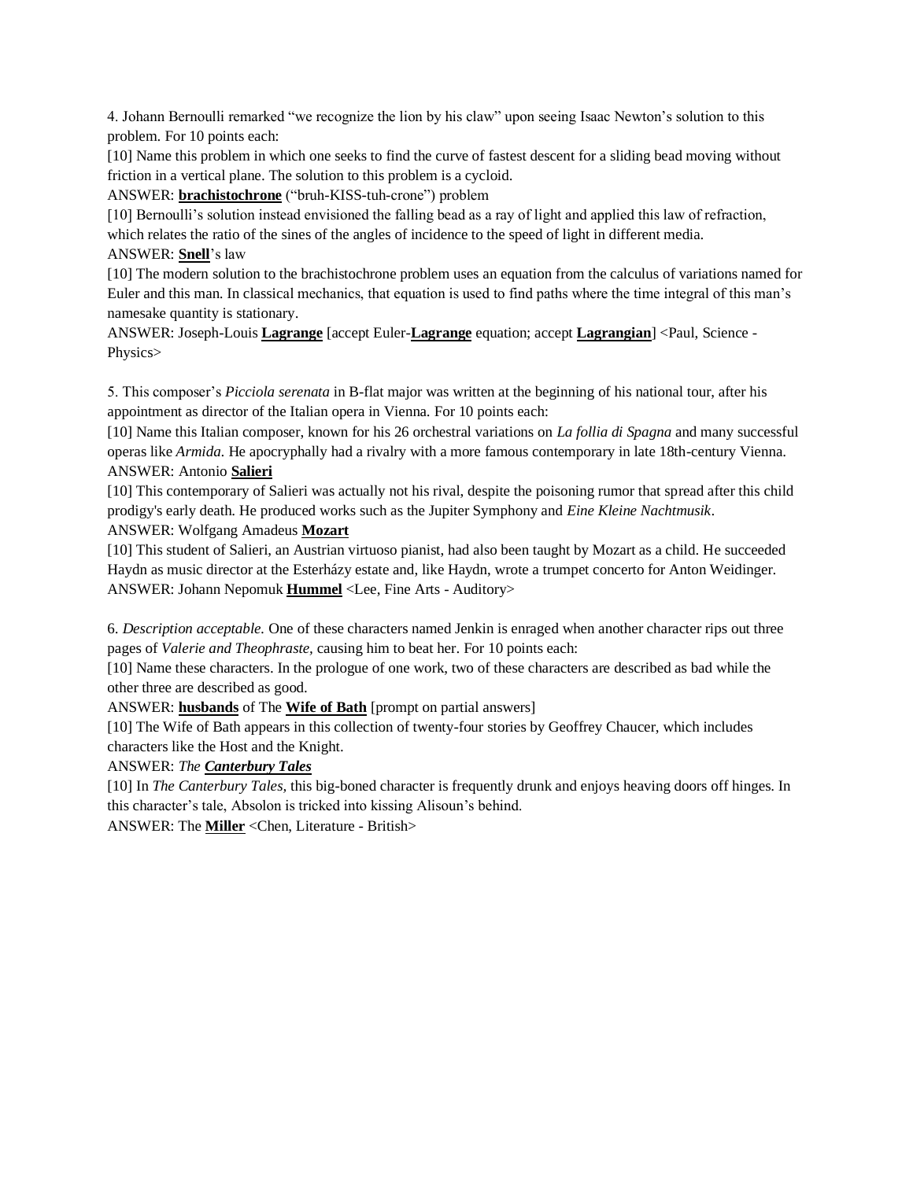4. Johann Bernoulli remarked "we recognize the lion by his claw" upon seeing Isaac Newton's solution to this problem. For 10 points each:

[10] Name this problem in which one seeks to find the curve of fastest descent for a sliding bead moving without friction in a vertical plane. The solution to this problem is a cycloid.

ANSWER: **brachistochrone** ("bruh-KISS-tuh-crone") problem

[10] Bernoulli's solution instead envisioned the falling bead as a ray of light and applied this law of refraction, which relates the ratio of the sines of the angles of incidence to the speed of light in different media.

ANSWER: **Snell**'s law

[10] The modern solution to the brachistochrone problem uses an equation from the calculus of variations named for Euler and this man. In classical mechanics, that equation is used to find paths where the time integral of this man's namesake quantity is stationary.

ANSWER: Joseph-Louis **Lagrange** [accept Euler-**Lagrange** equation; accept **Lagrangian**] <Paul, Science - Physics>

5. This composer's *Picciola serenata* in B-flat major was written at the beginning of his national tour, after his appointment as director of the Italian opera in Vienna. For 10 points each:

[10] Name this Italian composer, known for his 26 orchestral variations on *La follia di Spagna* and many successful operas like *Armida*. He apocryphally had a rivalry with a more famous contemporary in late 18th-century Vienna.

ANSWER: Antonio **Salieri**

[10] This contemporary of Salieri was actually not his rival, despite the poisoning rumor that spread after this child prodigy's early death. He produced works such as the Jupiter Symphony and *Eine Kleine Nachtmusik*.

ANSWER: Wolfgang Amadeus **Mozart**

[10] This student of Salieri, an Austrian virtuoso pianist, had also been taught by Mozart as a child. He succeeded Haydn as music director at the Esterházy estate and, like Haydn, wrote a trumpet concerto for Anton Weidinger.

ANSWER: Johann Nepomuk **Hummel** <Lee, Fine Arts - Auditory>

6. *Description acceptable.* One of these characters named Jenkin is enraged when another character rips out three pages of *Valerie and Theophraste,* causing him to beat her. For 10 points each:

[10] Name these characters. In the prologue of one work, two of these characters are described as bad while the other three are described as good.

ANSWER: **husbands** of The **Wife of Bath** [prompt on partial answers]

[10] The Wife of Bath appears in this collection of twenty-four stories by Geoffrey Chaucer, which includes characters like the Host and the Knight.

ANSWER: *The **Canterbury Tales***

[10] In *The Canterbury Tales,* this big-boned character is frequently drunk and enjoys heaving doors off hinges. In this character's tale, Absolon is tricked into kissing Alisoun's behind.

ANSWER: The **Miller** <Chen, Literature - British>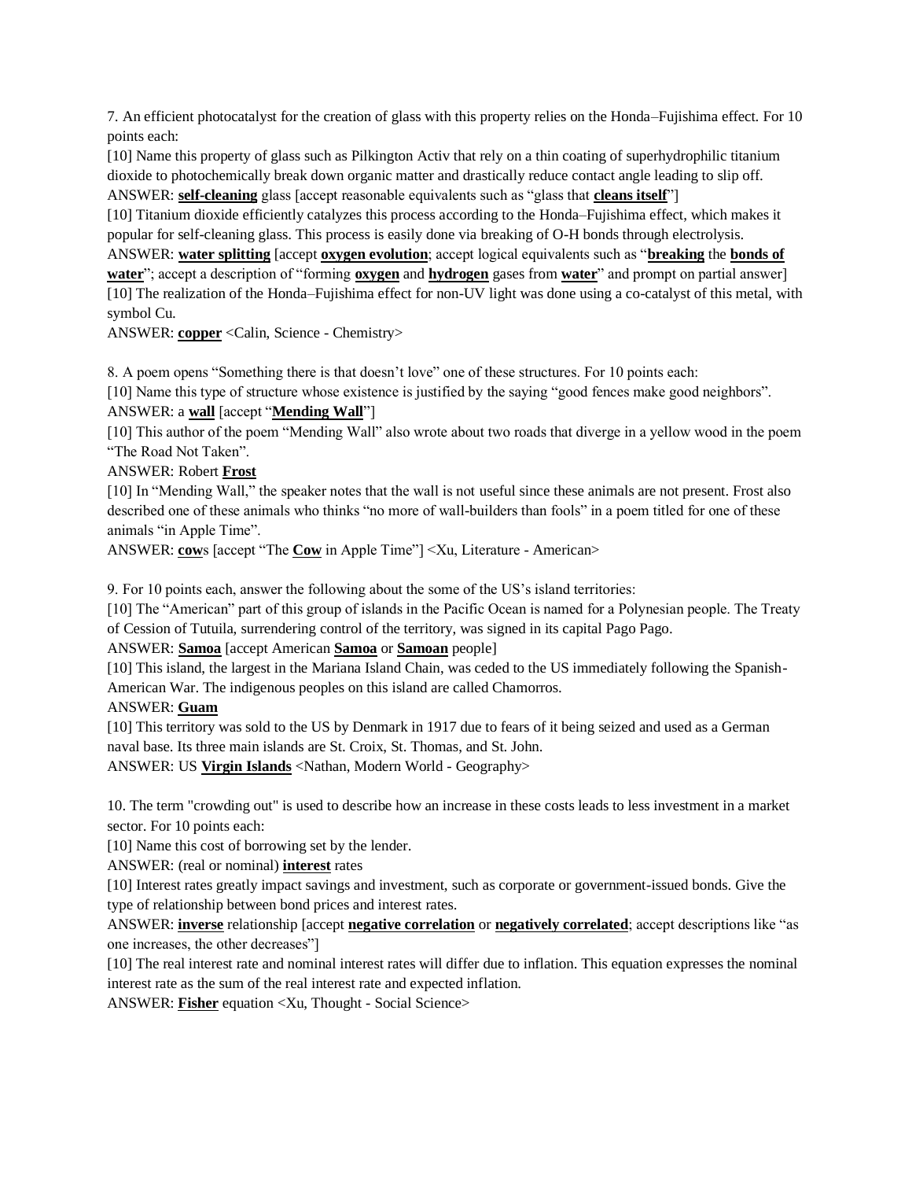7. An efficient photocatalyst for the creation of glass with this property relies on the Honda–Fujishima effect. For 10 points each:

[10] Name this property of glass such as Pilkington Activ that rely on a thin coating of superhydrophilic titanium dioxide to photochemically break down organic matter and drastically reduce contact angle leading to slip off.

ANSWER: **self-cleaning** glass [accept reasonable equivalents such as "glass that **cleans itself**"]

[10] Titanium dioxide efficiently catalyzes this process according to the Honda–Fujishima effect, which makes it popular for self-cleaning glass. This process is easily done via breaking of O-H bonds through electrolysis.

ANSWER: **water splitting** [accept **oxygen evolution**; accept logical equivalents such as "**breaking** the **bonds of water**"; accept a description of "forming **oxygen** and **hydrogen** gases from **water**" and prompt on partial answer]

[10] The realization of the Honda–Fujishima effect for non-UV light was done using a co-catalyst of this metal, with symbol Cu.

ANSWER: **copper** <Calin, Science - Chemistry>

8. A poem opens "Something there is that doesn't love" one of these structures. For 10 points each:

[10] Name this type of structure whose existence is justified by the saying "good fences make good neighbors".

ANSWER: a **wall** [accept "**Mending Wall**"]

[10] This author of the poem "Mending Wall" also wrote about two roads that diverge in a yellow wood in the poem "The Road Not Taken".

ANSWER: Robert **Frost**

[10] In "Mending Wall," the speaker notes that the wall is not useful since these animals are not present. Frost also described one of these animals who thinks "no more of wall-builders than fools" in a poem titled for one of these animals "in Apple Time".

ANSWER: **cow**s [accept "The **Cow** in Apple Time"] <Xu, Literature - American>

9. For 10 points each, answer the following about the some of the US's island territories:

[10] The "American" part of this group of islands in the Pacific Ocean is named for a Polynesian people. The Treaty of Cession of Tutuila, surrendering control of the territory, was signed in its capital Pago Pago.

ANSWER: **Samoa** [accept American **Samoa** or **Samoan** people]

[10] This island, the largest in the Mariana Island Chain, was ceded to the US immediately following the Spanish-American War. The indigenous peoples on this island are called Chamorros.

ANSWER: **Guam**

[10] This territory was sold to the US by Denmark in 1917 due to fears of it being seized and used as a German naval base. Its three main islands are St. Croix, St. Thomas, and St. John.

ANSWER: US **Virgin Islands** <Nathan, Modern World - Geography>

10. The term "crowding out" is used to describe how an increase in these costs leads to less investment in a market sector. For 10 points each:

[10] Name this cost of borrowing set by the lender.

ANSWER: (real or nominal) **interest** rates

[10] Interest rates greatly impact savings and investment, such as corporate or government-issued bonds. Give the type of relationship between bond prices and interest rates.

ANSWER: **inverse** relationship [accept **negative correlation** or **negatively correlated**; accept descriptions like "as one increases, the other decreases"]

[10] The real interest rate and nominal interest rates will differ due to inflation. This equation expresses the nominal interest rate as the sum of the real interest rate and expected inflation.

ANSWER: **Fisher** equation <Xu, Thought - Social Science>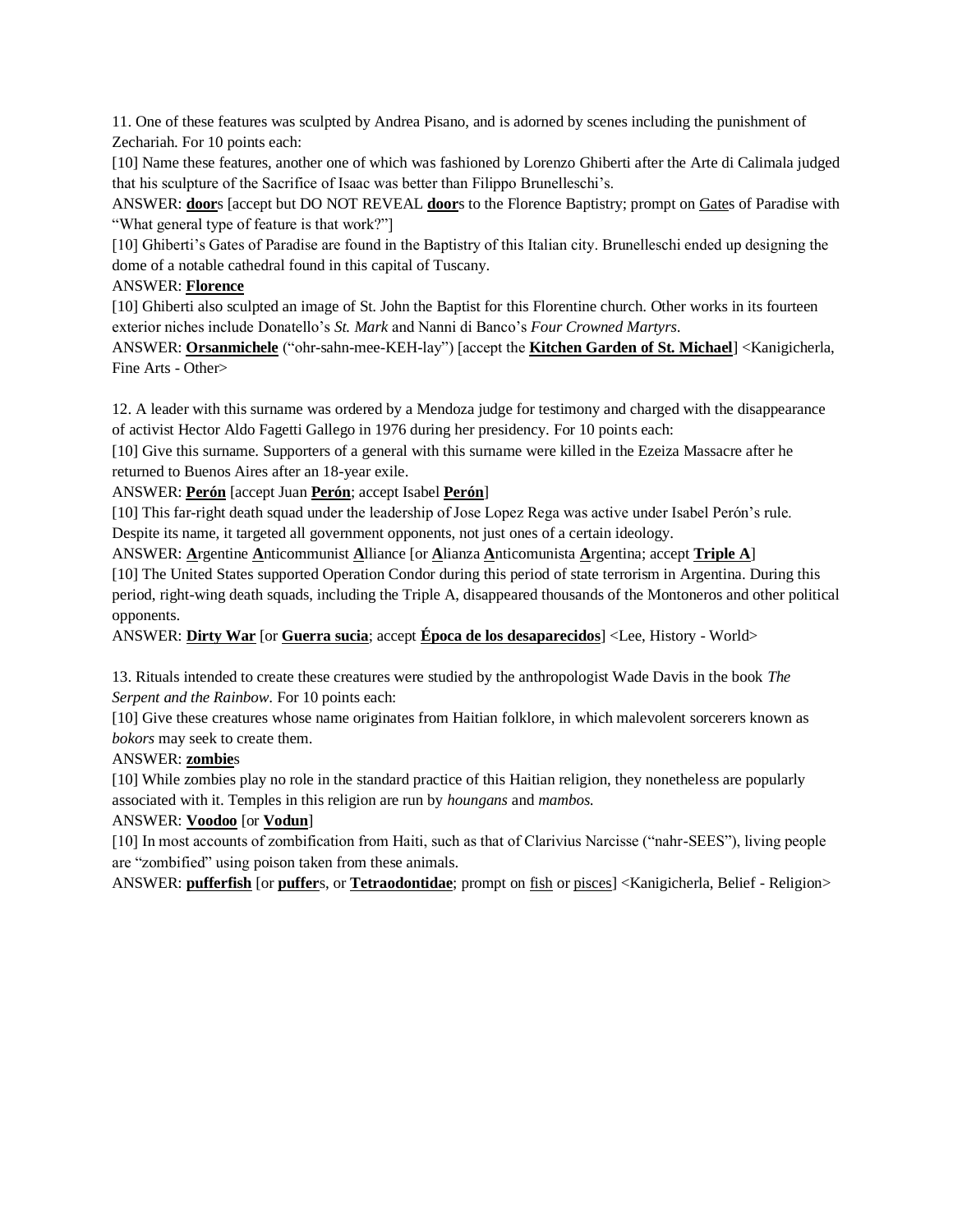11. One of these features was sculpted by Andrea Pisano, and is adorned by scenes including the punishment of Zechariah. For 10 points each:

[10] Name these features, another one of which was fashioned by Lorenzo Ghiberti after the Arte di Calimala judged that his sculpture of the Sacrifice of Isaac was better than Filippo Brunelleschi's.

ANSWER: **door**s [accept but DO NOT REVEAL **door**s to the Florence Baptistry; prompt on Gates of Paradise with "What general type of feature is that work?"]

[10] Ghiberti's Gates of Paradise are found in the Baptistry of this Italian city. Brunelleschi ended up designing the dome of a notable cathedral found in this capital of Tuscany.

ANSWER: **Florence**

[10] Ghiberti also sculpted an image of St. John the Baptist for this Florentine church. Other works in its fourteen exterior niches include Donatello's *St. Mark* and Nanni di Banco's *Four Crowned Martyrs*.

ANSWER: **Orsanmichele** ("ohr-sahn-mee-KEH-lay") [accept the **Kitchen Garden of St. Michael**] <Kanigicherla, Fine Arts - Other>

12. A leader with this surname was ordered by a Mendoza judge for testimony and charged with the disappearance of activist Hector Aldo Fagetti Gallego in 1976 during her presidency. For 10 points each:

[10] Give this surname. Supporters of a general with this surname were killed in the Ezeiza Massacre after he returned to Buenos Aires after an 18-year exile.

ANSWER: **Perón** [accept Juan **Perón**; accept Isabel **Perón**]

[10] This far-right death squad under the leadership of Jose Lopez Rega was active under Isabel Perón's rule. Despite its name, it targeted all government opponents, not just ones of a certain ideology.

ANSWER: **A**rgentine **A**nticommunist **A**lliance [or **A**lianza **A**nticomunista **A**rgentina; accept **Triple A**]

[10] The United States supported Operation Condor during this period of state terrorism in Argentina. During this period, right-wing death squads, including the Triple A, disappeared thousands of the Montoneros and other political opponents.

ANSWER: **Dirty War** [or **Guerra sucia**; accept **Época de los desaparecidos**] <Lee, History - World>

13. Rituals intended to create these creatures were studied by the anthropologist Wade Davis in the book *The Serpent and the Rainbow*. For 10 points each:

[10] Give these creatures whose name originates from Haitian folklore, in which malevolent sorcerers known as *bokors* may seek to create them.

ANSWER: **zombie**s

[10] While zombies play no role in the standard practice of this Haitian religion, they nonetheless are popularly associated with it. Temples in this religion are run by *houngans* and *mambos*.

ANSWER: **Voodoo** [or **Vodun**]

[10] In most accounts of zombification from Haiti, such as that of Clarivius Narcisse ("nahr-SEES"), living people are "zombified" using poison taken from these animals.

ANSWER: **pufferfish** [or **puffer**s, or **Tetraodontidae**; prompt on fish or pisces] <Kanigicherla, Belief - Religion>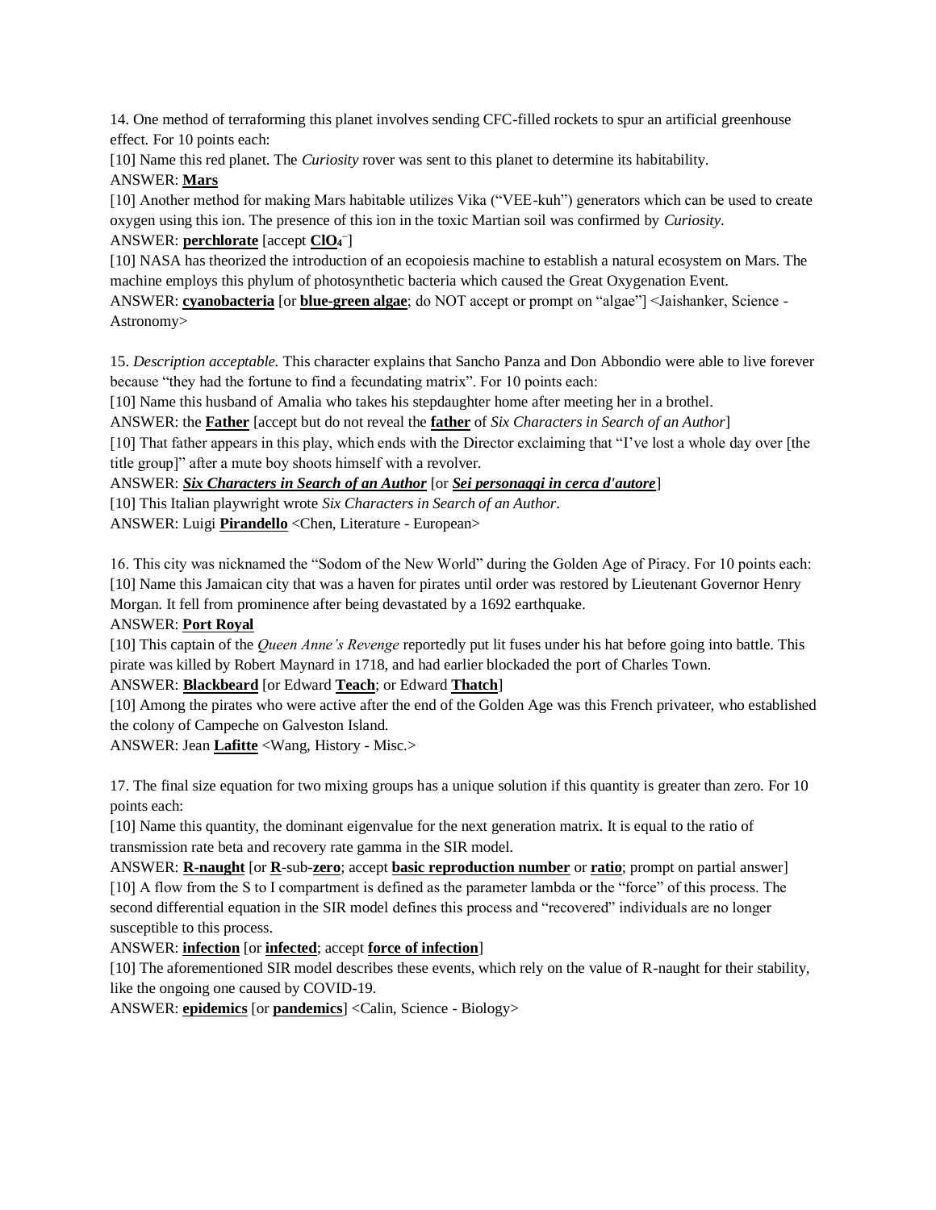14. One method of terraforming this planet involves sending CFC-filled rockets to spur an artificial greenhouse effect. For 10 points each:

[10] Name this red planet. The *Curiosity* rover was sent to this planet to determine its habitability.

ANSWER: **Mars**

[10] Another method for making Mars habitable utilizes Vika ("VEE-kuh") generators which can be used to create oxygen using this ion. The presence of this ion in the toxic Martian soil was confirmed by *Curiosity*.

ANSWER: **perchlorate** [accept **$ClO_4^-$**]

[10] NASA has theorized the introduction of an ecopoiesis machine to establish a natural ecosystem on Mars. The machine employs this phylum of photosynthetic bacteria which caused the Great Oxygenation Event.

ANSWER: **cyanobacteria** [or **blue-green algae**; do NOT accept or prompt on "algae"] <Jaishanker, Science - Astronomy>

15. *Description acceptable.* This character explains that Sancho Panza and Don Abbondio were able to live forever because "they had the fortune to find a fecundating matrix". For 10 points each:

[10] Name this husband of Amalia who takes his stepdaughter home after meeting her in a brothel.

ANSWER: the **Father** [accept but do not reveal the **father** of *Six Characters in Search of an Author*]

[10] That father appears in this play, which ends with the Director exclaiming that "I've lost a whole day over [the title group]" after a mute boy shoots himself with a revolver.

ANSWER: ***Six Characters in Search of an Author*** [or ***Sei personaggi in cerca d'autore***]

[10] This Italian playwright wrote *Six Characters in Search of an Author*.

ANSWER: Luigi **Pirandello** <Chen, Literature - European>

16. This city was nicknamed the "Sodom of the New World" during the Golden Age of Piracy. For 10 points each:

[10] Name this Jamaican city that was a haven for pirates until order was restored by Lieutenant Governor Henry Morgan. It fell from prominence after being devastated by a 1692 earthquake.

ANSWER: **Port Royal**

[10] This captain of the *Queen Anne's Revenge* reportedly put lit fuses under his hat before going into battle. This pirate was killed by Robert Maynard in 1718, and had earlier blockaded the port of Charles Town.

ANSWER: **Blackbeard** [or Edward **Teach**; or Edward **Thatch**]

[10] Among the pirates who were active after the end of the Golden Age was this French privateer, who established the colony of Campeche on Galveston Island.

ANSWER: Jean **Lafitte** <Wang, History - Misc.>

17. The final size equation for two mixing groups has a unique solution if this quantity is greater than zero. For 10 points each:

[10] Name this quantity, the dominant eigenvalue for the next generation matrix. It is equal to the ratio of transmission rate beta and recovery rate gamma in the SIR model.

ANSWER: **R-naught** [or **R**-sub-**zero**; accept **basic reproduction number** or **ratio**; prompt on partial answer]

[10] A flow from the S to I compartment is defined as the parameter lambda or the "force" of this process. The second differential equation in the SIR model defines this process and "recovered" individuals are no longer susceptible to this process.

ANSWER: **infection** [or **infected**; accept **force of infection**]

[10] The aforementioned SIR model describes these events, which rely on the value of R-naught for their stability, like the ongoing one caused by COVID-19.

ANSWER: **epidemics** [or **pandemics**] <Calin, Science - Biology>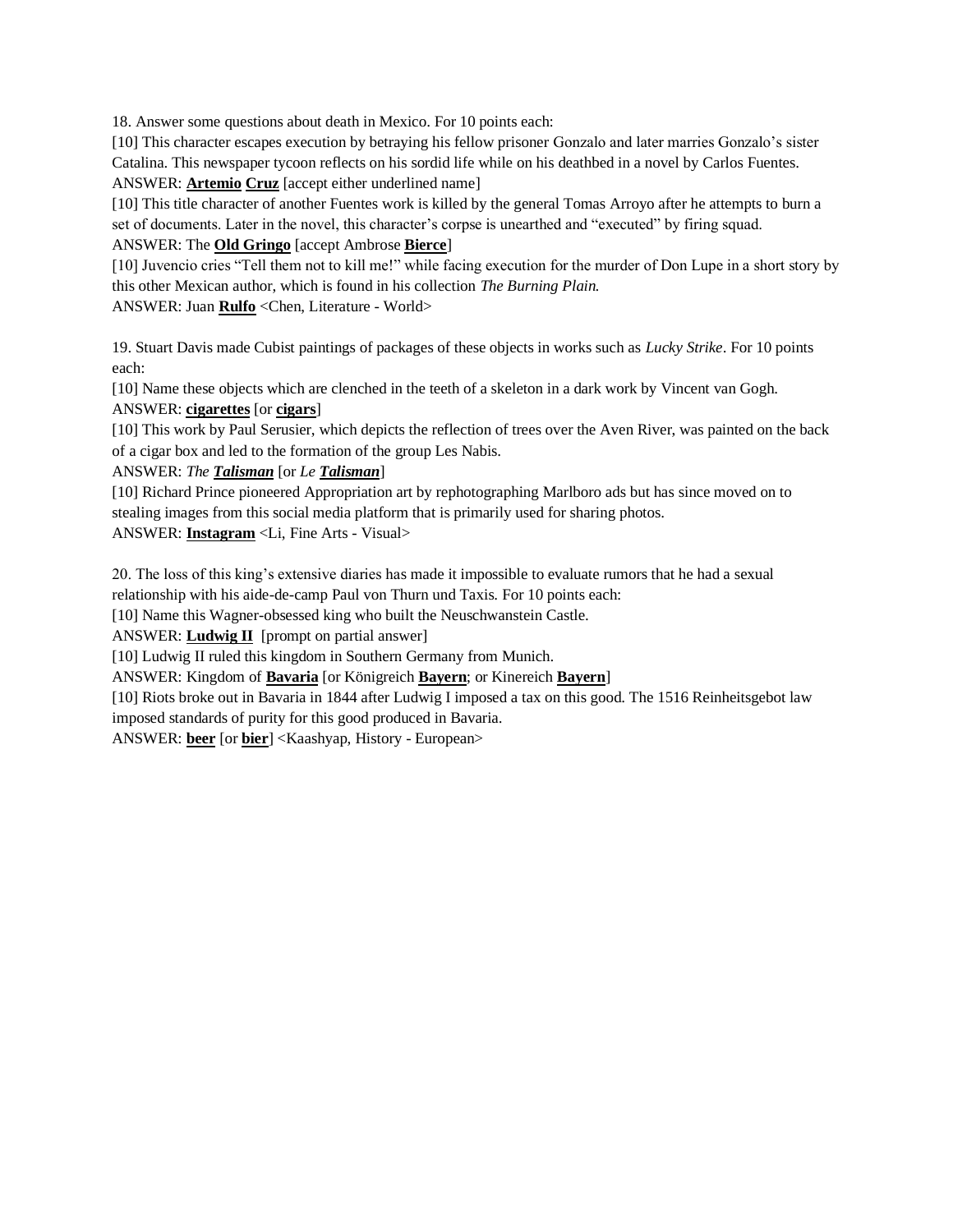18. Answer some questions about death in Mexico. For 10 points each:

[10] This character escapes execution by betraying his fellow prisoner Gonzalo and later marries Gonzalo's sister Catalina. This newspaper tycoon reflects on his sordid life while on his deathbed in a novel by Carlos Fuentes.

ANSWER: **Artemio** **Cruz** [accept either underlined name]

[10] This title character of another Fuentes work is killed by the general Tomas Arroyo after he attempts to burn a set of documents. Later in the novel, this character's corpse is unearthed and "executed" by firing squad.

ANSWER: The **Old Gringo** [accept Ambrose **Bierce**]

[10] Juvencio cries "Tell them not to kill me!" while facing execution for the murder of Don Lupe in a short story by this other Mexican author, which is found in his collection *The Burning Plain.*

ANSWER: Juan **Rulfo** <Chen, Literature - World>

19. Stuart Davis made Cubist paintings of packages of these objects in works such as *Lucky Strike*. For 10 points each:

[10] Name these objects which are clenched in the teeth of a skeleton in a dark work by Vincent van Gogh.

ANSWER: **cigarettes** [or **cigars**]

[10] This work by Paul Serusier, which depicts the reflection of trees over the Aven River, was painted on the back of a cigar box and led to the formation of the group Les Nabis.

ANSWER: *The* ***Talisman*** [or *Le* ***Talisman***]

[10] Richard Prince pioneered Appropriation art by rephotographing Marlboro ads but has since moved on to stealing images from this social media platform that is primarily used for sharing photos.

ANSWER: **Instagram** <Li, Fine Arts - Visual>

20. The loss of this king's extensive diaries has made it impossible to evaluate rumors that he had a sexual relationship with his aide-de-camp Paul von Thurn und Taxis. For 10 points each:

[10] Name this Wagner-obsessed king who built the Neuschwanstein Castle.

ANSWER: **Ludwig II** [prompt on partial answer]

[10] Ludwig II ruled this kingdom in Southern Germany from Munich.

ANSWER: Kingdom of **Bavaria** [or Königreich **Bayern**; or Kinereich **Bayern**]

[10] Riots broke out in Bavaria in 1844 after Ludwig I imposed a tax on this good. The 1516 Reinheitsgebot law imposed standards of purity for this good produced in Bavaria.

ANSWER: **beer** [or **bier**] <Kaashyap, History - European>